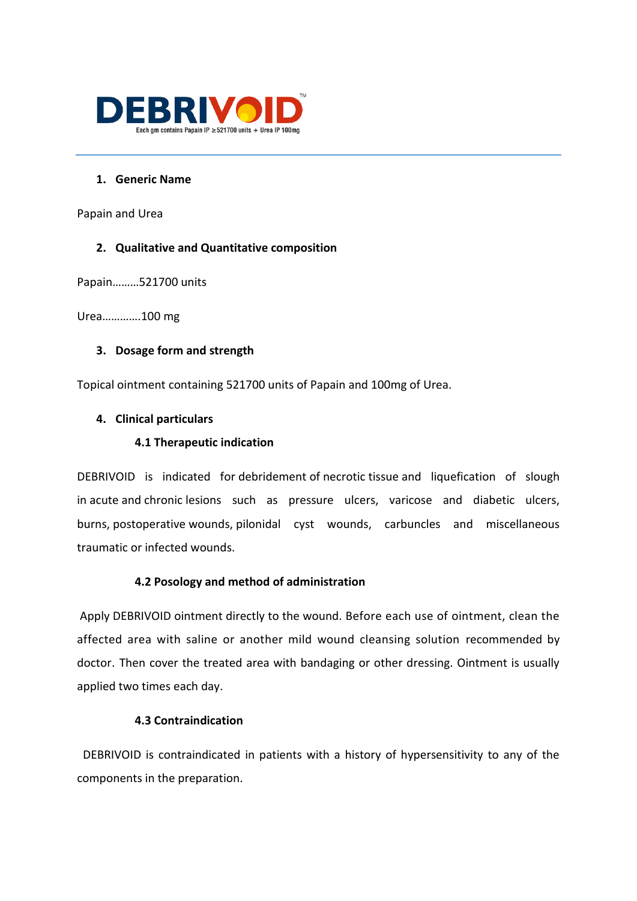# DEBRIVOID™

Each gm contains Papain IP ≥521700 units + Urea IP 100mg

---

## 1. Generic Name

Papain and Urea

## 2. Qualitative and Quantitative composition

Papain………521700 units

Urea………….100 mg

## 3. Dosage form and strength

Topical ointment containing 521700 units of Papain and 100mg of Urea.

## 4. Clinical particulars

### 4.1 Therapeutic indication

DEBRIVOID is indicated for debridement of necrotic tissue and liquefication of slough in acute and chronic lesions such as pressure ulcers, varicose and diabetic ulcers, burns, postoperative wounds, pilonidal cyst wounds, carbuncles and miscellaneous traumatic or infected wounds.

### 4.2 Posology and method of administration

Apply DEBRIVOID ointment directly to the wound. Before each use of ointment, clean the affected area with saline or another mild wound cleansing solution recommended by doctor. Then cover the treated area with bandaging or other dressing. Ointment is usually applied two times each day.

### 4.3 Contraindication

DEBRIVOID is contraindicated in patients with a history of hypersensitivity to any of the components in the preparation.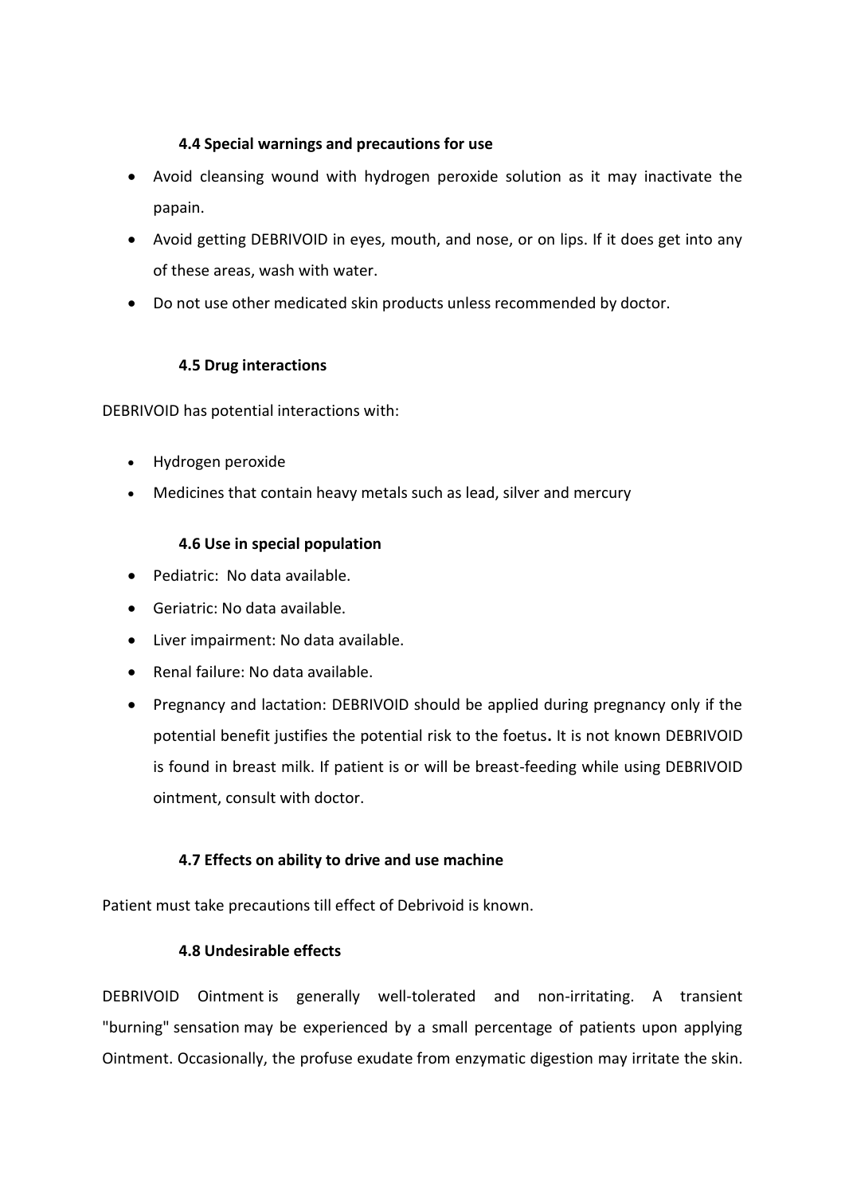### 4.4 Special warnings and precautions for use

- Avoid cleansing wound with hydrogen peroxide solution as it may inactivate the papain.
- Avoid getting DEBRIVOID in eyes, mouth, and nose, or on lips. If it does get into any of these areas, wash with water.
- Do not use other medicated skin products unless recommended by doctor.

### 4.5 Drug interactions

DEBRIVOID has potential interactions with:

- Hydrogen peroxide
- Medicines that contain heavy metals such as lead, silver and mercury

### 4.6 Use in special population

- Pediatric: No data available.
- Geriatric: No data available.
- Liver impairment: No data available.
- Renal failure: No data available.
- Pregnancy and lactation: DEBRIVOID should be applied during pregnancy only if the potential benefit justifies the potential risk to the foetus**.** It is not known DEBRIVOID is found in breast milk. If patient is or will be breast-feeding while using DEBRIVOID ointment, consult with doctor.

### 4.7 Effects on ability to drive and use machine

Patient must take precautions till effect of Debrivoid is known.

### 4.8 Undesirable effects

DEBRIVOID Ointment is generally well-tolerated and non-irritating. A transient "burning" sensation may be experienced by a small percentage of patients upon applying Ointment. Occasionally, the profuse exudate from enzymatic digestion may irritate the skin.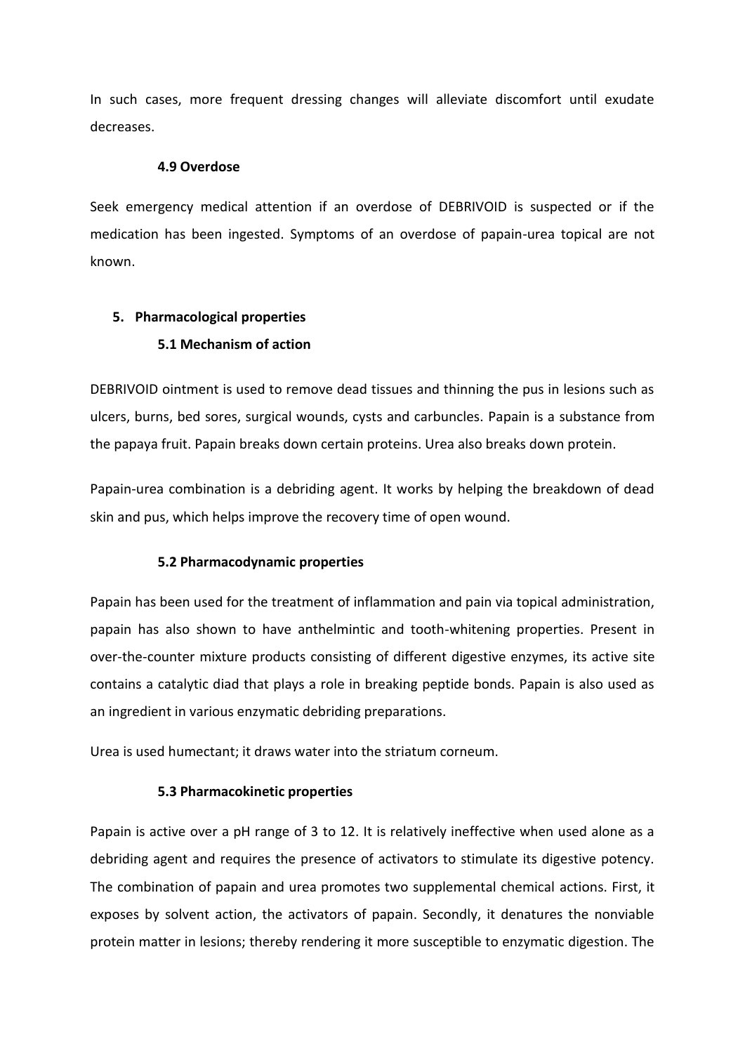In such cases, more frequent dressing changes will alleviate discomfort until exudate decreases.

### 4.9 Overdose

Seek emergency medical attention if an overdose of DEBRIVOID is suspected or if the medication has been ingested. Symptoms of an overdose of papain-urea topical are not known.

## 5. Pharmacological properties

### 5.1 Mechanism of action

DEBRIVOID ointment is used to remove dead tissues and thinning the pus in lesions such as ulcers, burns, bed sores, surgical wounds, cysts and carbuncles. Papain is a substance from the papaya fruit. Papain breaks down certain proteins. Urea also breaks down protein.

Papain-urea combination is a debriding agent. It works by helping the breakdown of dead skin and pus, which helps improve the recovery time of open wound.

### 5.2 Pharmacodynamic properties

Papain has been used for the treatment of inflammation and pain via topical administration, papain has also shown to have anthelmintic and tooth-whitening properties. Present in over-the-counter mixture products consisting of different digestive enzymes, its active site contains a catalytic diad that plays a role in breaking peptide bonds. Papain is also used as an ingredient in various enzymatic debriding preparations.

Urea is used humectant; it draws water into the striatum corneum.

### 5.3 Pharmacokinetic properties

Papain is active over a pH range of 3 to 12. It is relatively ineffective when used alone as a debriding agent and requires the presence of activators to stimulate its digestive potency. The combination of papain and urea promotes two supplemental chemical actions. First, it exposes by solvent action, the activators of papain. Secondly, it denatures the nonviable protein matter in lesions; thereby rendering it more susceptible to enzymatic digestion. The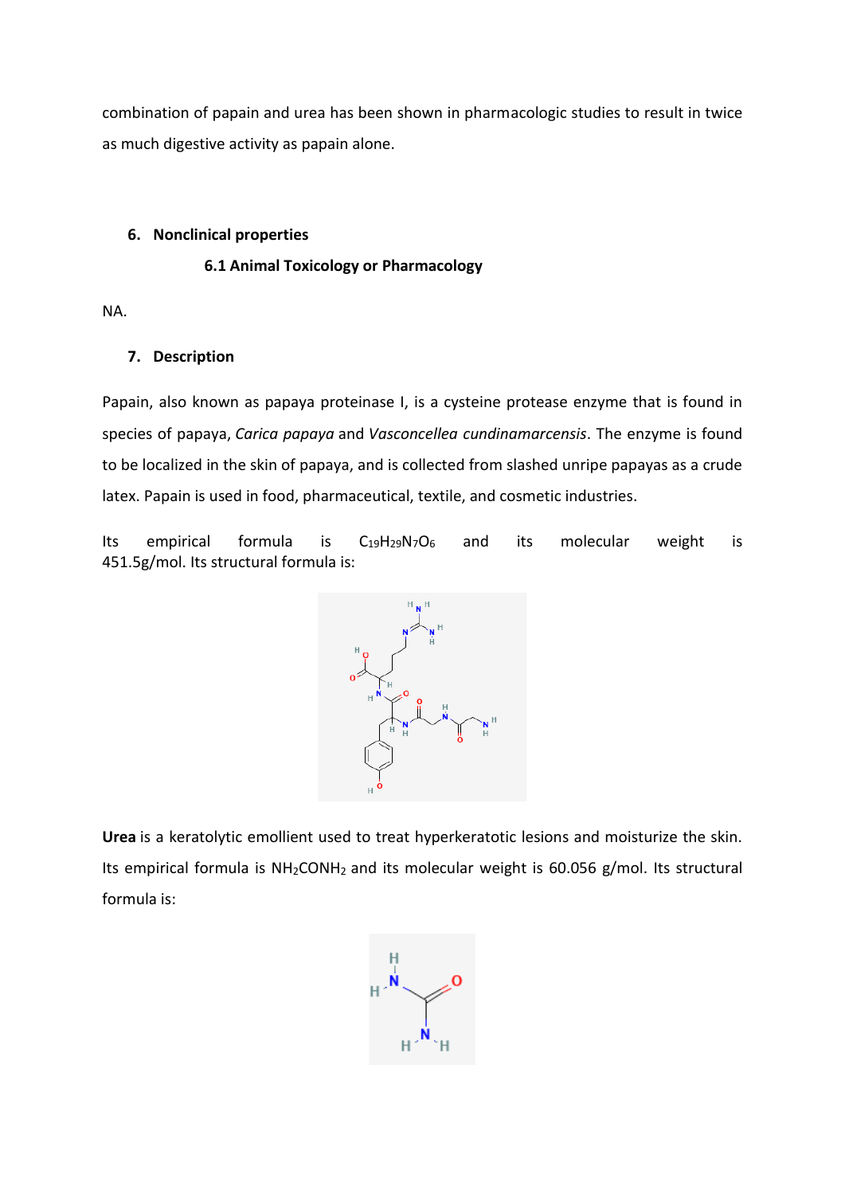combination of papain and urea has been shown in pharmacologic studies to result in twice as much digestive activity as papain alone.

## 6. Nonclinical properties

### 6.1 Animal Toxicology or Pharmacology

NA.

## 7. Description

Papain, also known as papaya proteinase I, is a cysteine protease enzyme that is found in species of papaya, *Carica papaya* and *Vasconcellea cundinamarcensis*. The enzyme is found to be localized in the skin of papaya, and is collected from slashed unripe papayas as a crude latex. Papain is used in food, pharmaceutical, textile, and cosmetic industries.

Its empirical formula is $C_{19}H_{29}N_7O_6$ and its molecular weight is 451.5g/mol. Its structural formula is:

**Urea** is a keratolytic emollient used to treat hyperkeratotic lesions and moisturize the skin. Its empirical formula is $NH_2CONH_2$ and its molecular weight is 60.056 g/mol. Its structural formula is: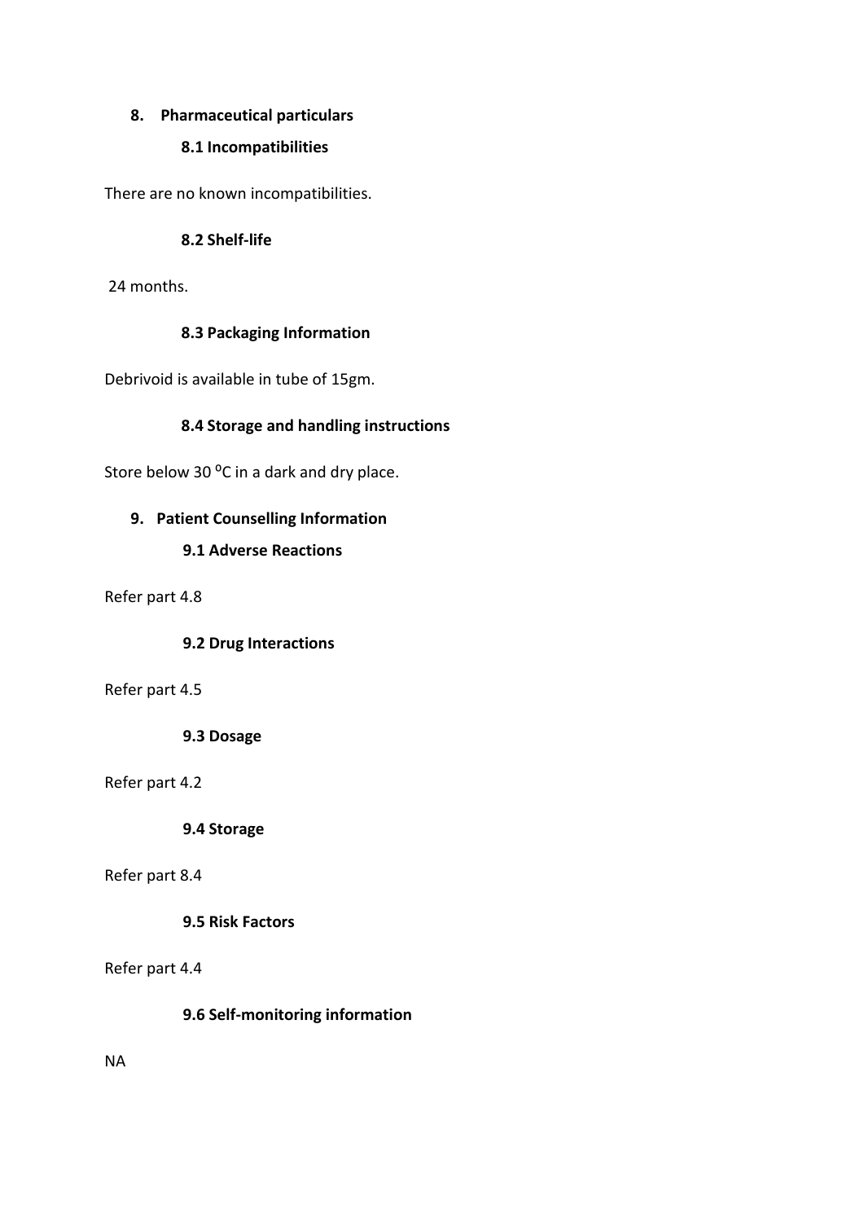## 8. Pharmaceutical particulars

### 8.1 Incompatibilities

There are no known incompatibilities.

### 8.2 Shelf-life

24 months.

### 8.3 Packaging Information

Debrivoid is available in tube of 15gm.

### 8.4 Storage and handling instructions

Store below 30 $^{0}$C in a dark and dry place.

## 9. Patient Counselling Information

### 9.1 Adverse Reactions

Refer part 4.8

### 9.2 Drug Interactions

Refer part 4.5

### 9.3 Dosage

Refer part 4.2

### 9.4 Storage

Refer part 8.4

### 9.5 Risk Factors

Refer part 4.4

### 9.6 Self-monitoring information

NA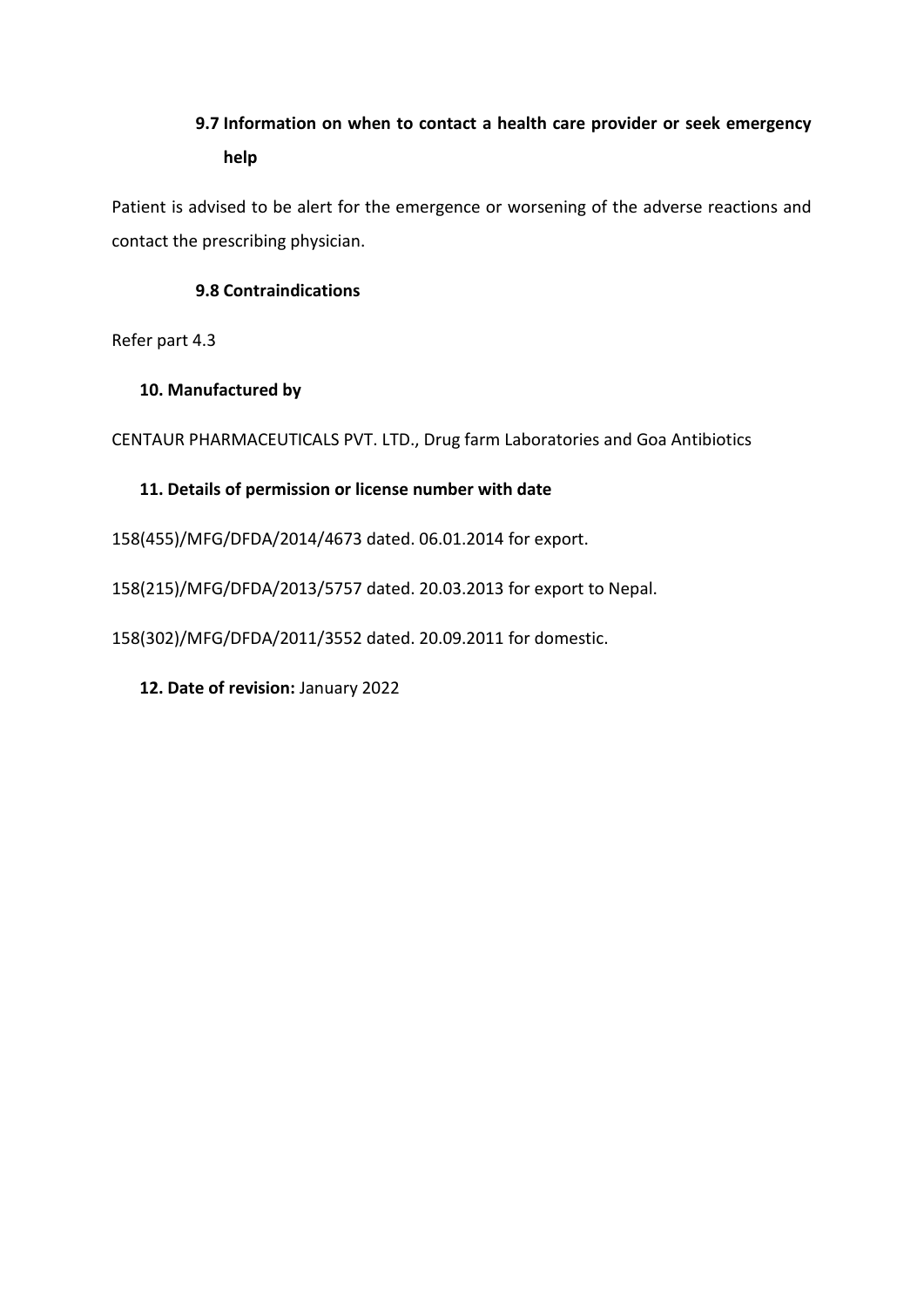### 9.7 Information on when to contact a health care provider or seek emergency help

Patient is advised to be alert for the emergence or worsening of the adverse reactions and contact the prescribing physician.

### 9.8 Contraindications

Refer part 4.3

## 10. Manufactured by

CENTAUR PHARMACEUTICALS PVT. LTD., Drug farm Laboratories and Goa Antibiotics

## 11. Details of permission or license number with date

158(455)/MFG/DFDA/2014/4673 dated. 06.01.2014 for export.

158(215)/MFG/DFDA/2013/5757 dated. 20.03.2013 for export to Nepal.

158(302)/MFG/DFDA/2011/3552 dated. 20.09.2011 for domestic.

**12. Date of revision:** January 2022